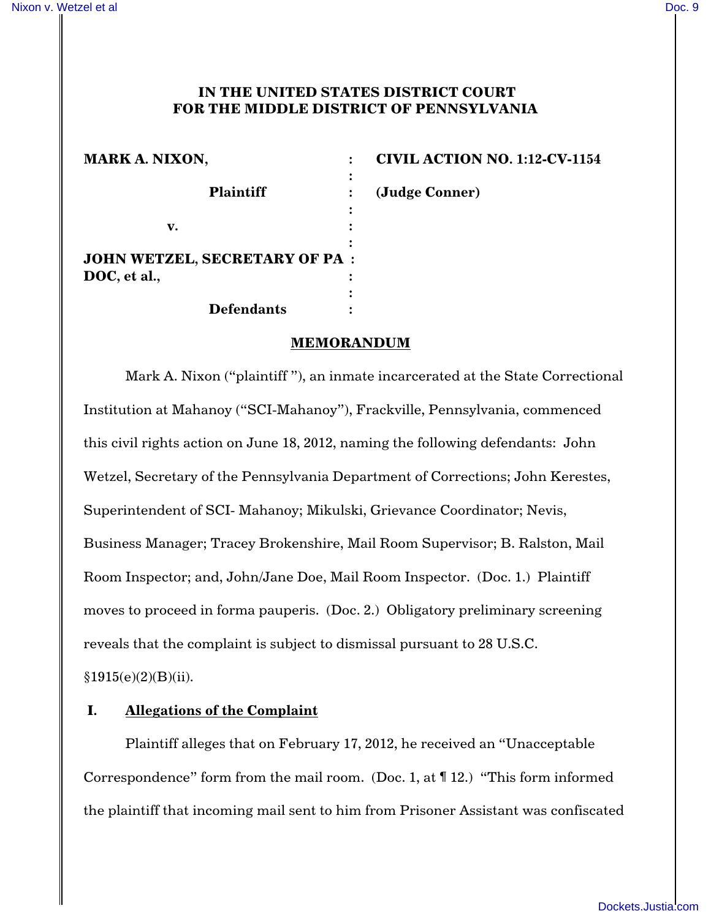# IN THE UNITED STATES DISTRICT COURT FOR THE MIDDLE DISTRICT OF PENNSYLVANIA

| | | |
|---|---|---|
| **MARK A. NIXON,** | : | **CIVIL ACTION NO. 1:12-CV-1154** |
| **Plaintiff** | : | **(Judge Conner)** |
| **v.** | : | |
| **JOHN WETZEL, SECRETARY OF PA DOC, et al.,** | : | |
| **Defendants** | : | |

## MEMORANDUM

Mark A. Nixon ("plaintiff "), an inmate incarcerated at the State Correctional Institution at Mahanoy ("SCI-Mahanoy"), Frackville, Pennsylvania, commenced this civil rights action on June 18, 2012, naming the following defendants: John Wetzel, Secretary of the Pennsylvania Department of Corrections; John Kerestes, Superintendent of SCI- Mahanoy; Mikulski, Grievance Coordinator; Nevis, Business Manager; Tracey Brokenshire, Mail Room Supervisor; B. Ralston, Mail Room Inspector; and, John/Jane Doe, Mail Room Inspector. (Doc. 1.) Plaintiff moves to proceed in forma pauperis. (Doc. 2.) Obligatory preliminary screening reveals that the complaint is subject to dismissal pursuant to 28 U.S.C. §1915(e)(2)(B)(ii).

### I. Allegations of the Complaint

Plaintiff alleges that on February 17, 2012, he received an "Unacceptable Correspondence" form from the mail room. (Doc. 1, at ¶ 12.) "This form informed the plaintiff that incoming mail sent to him from Prisoner Assistant was confiscated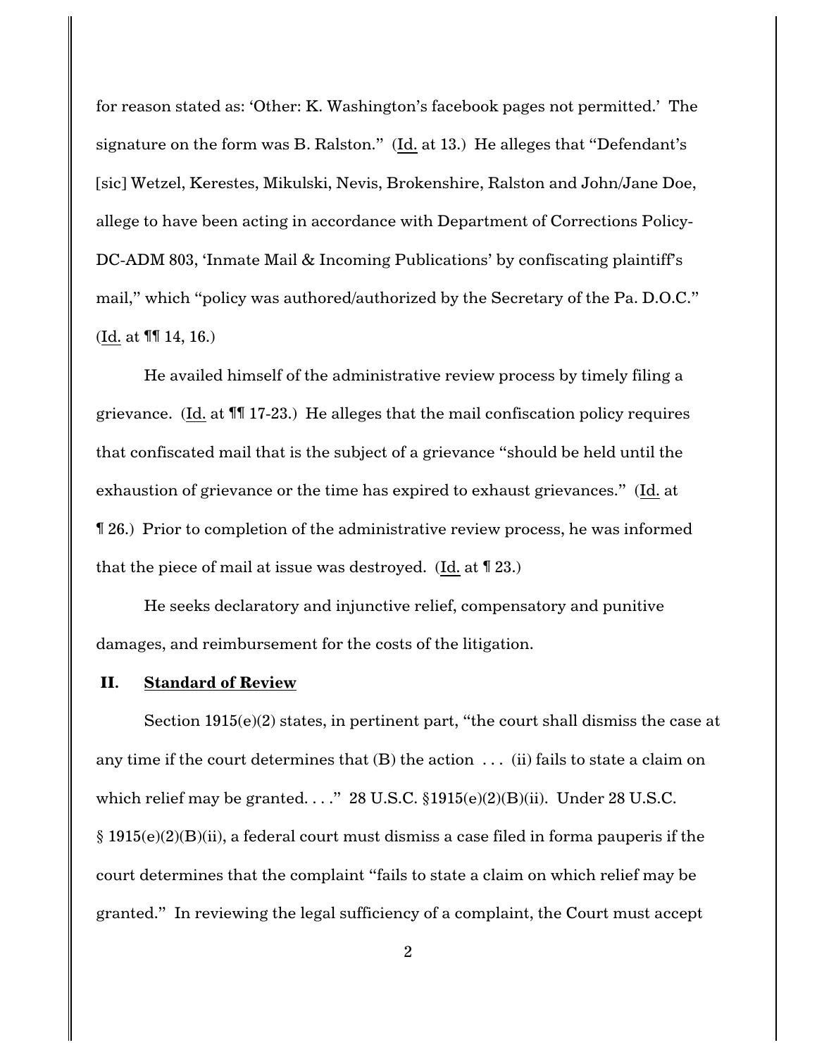for reason stated as: 'Other: K. Washington's facebook pages not permitted.' The signature on the form was B. Ralston." (Id. at 13.) He alleges that "Defendant's [sic] Wetzel, Kerestes, Mikulski, Nevis, Brokenshire, Ralston and John/Jane Doe, allege to have been acting in accordance with Department of Corrections Policy-DC-ADM 803, 'Inmate Mail & Incoming Publications' by confiscating plaintiff's mail," which "policy was authored/authorized by the Secretary of the Pa. D.O.C." (Id. at ¶¶ 14, 16.)

He availed himself of the administrative review process by timely filing a grievance. (Id. at ¶¶ 17-23.) He alleges that the mail confiscation policy requires that confiscated mail that is the subject of a grievance "should be held until the exhaustion of grievance or the time has expired to exhaust grievances." (Id. at ¶ 26.) Prior to completion of the administrative review process, he was informed that the piece of mail at issue was destroyed. (Id. at ¶ 23.)

He seeks declaratory and injunctive relief, compensatory and punitive damages, and reimbursement for the costs of the litigation.

## II. Standard of Review

Section 1915(e)(2) states, in pertinent part, "the court shall dismiss the case at any time if the court determines that (B) the action . . . (ii) fails to state a claim on which relief may be granted. . . ." 28 U.S.C. §1915(e)(2)(B)(ii). Under 28 U.S.C. § 1915(e)(2)(B)(ii), a federal court must dismiss a case filed in forma pauperis if the court determines that the complaint "fails to state a claim on which relief may be granted." In reviewing the legal sufficiency of a complaint, the Court must accept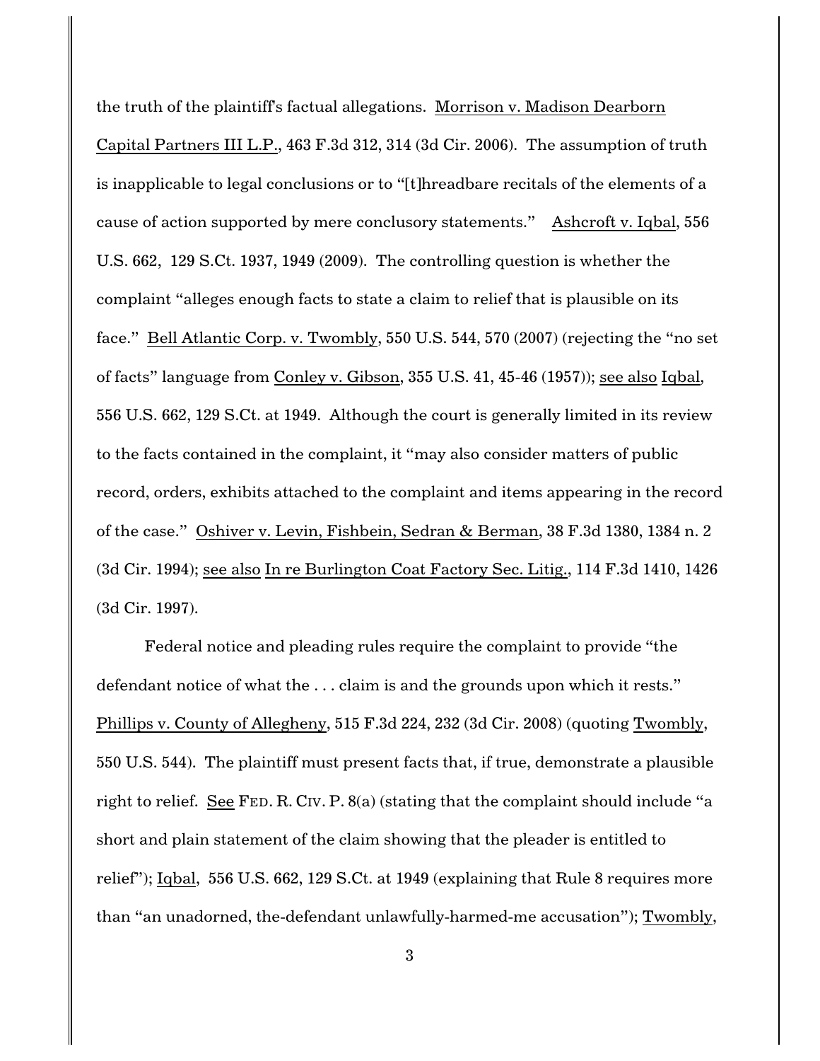the truth of the plaintiff's factual allegations. Morrison v. Madison Dearborn Capital Partners III L.P., 463 F.3d 312, 314 (3d Cir. 2006). The assumption of truth is inapplicable to legal conclusions or to "[t]hreadbare recitals of the elements of a cause of action supported by mere conclusory statements." Ashcroft v. Iqbal, 556 U.S. 662, 129 S.Ct. 1937, 1949 (2009). The controlling question is whether the complaint "alleges enough facts to state a claim to relief that is plausible on its face." Bell Atlantic Corp. v. Twombly, 550 U.S. 544, 570 (2007) (rejecting the "no set of facts" language from Conley v. Gibson, 355 U.S. 41, 45-46 (1957)); see also Iqbal, 556 U.S. 662, 129 S.Ct. at 1949. Although the court is generally limited in its review to the facts contained in the complaint, it "may also consider matters of public record, orders, exhibits attached to the complaint and items appearing in the record of the case." Oshiver v. Levin, Fishbein, Sedran & Berman, 38 F.3d 1380, 1384 n. 2 (3d Cir. 1994); see also In re Burlington Coat Factory Sec. Litig., 114 F.3d 1410, 1426 (3d Cir. 1997).

Federal notice and pleading rules require the complaint to provide "the defendant notice of what the . . . claim is and the grounds upon which it rests." Phillips v. County of Allegheny, 515 F.3d 224, 232 (3d Cir. 2008) (quoting Twombly, 550 U.S. 544). The plaintiff must present facts that, if true, demonstrate a plausible right to relief. See FED. R. CIV. P. 8(a) (stating that the complaint should include "a short and plain statement of the claim showing that the pleader is entitled to relief"); Iqbal, 556 U.S. 662, 129 S.Ct. at 1949 (explaining that Rule 8 requires more than "an unadorned, the-defendant unlawfully-harmed-me accusation"); Twombly,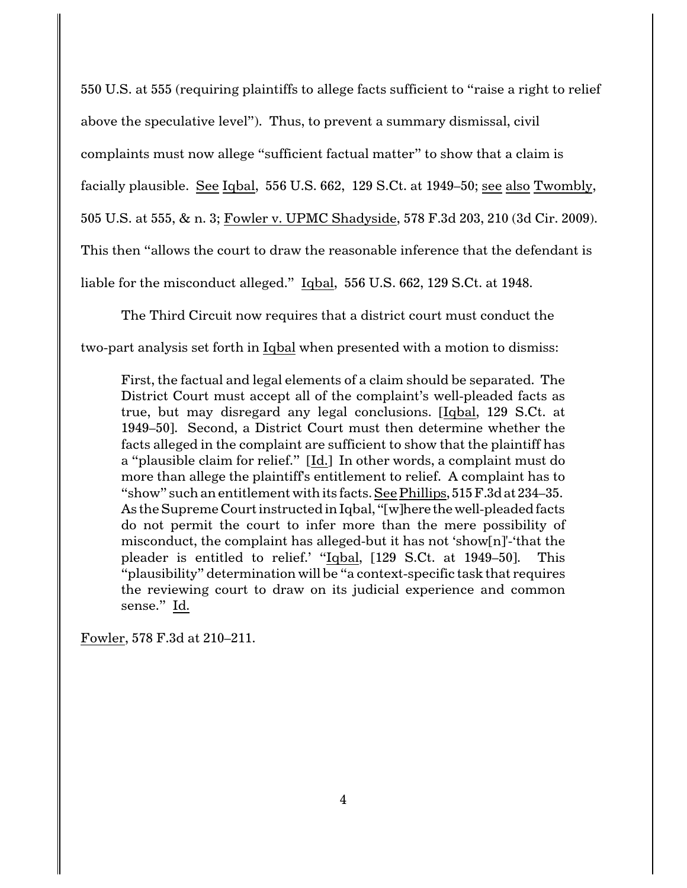550 U.S. at 555 (requiring plaintiffs to allege facts sufficient to "raise a right to relief above the speculative level"). Thus, to prevent a summary dismissal, civil complaints must now allege "sufficient factual matter" to show that a claim is facially plausible. See Iqbal, 556 U.S. 662, 129 S.Ct. at 1949–50; see also Twombly, 505 U.S. at 555, & n. 3; Fowler v. UPMC Shadyside, 578 F.3d 203, 210 (3d Cir. 2009). This then "allows the court to draw the reasonable inference that the defendant is liable for the misconduct alleged." Iqbal, 556 U.S. 662, 129 S.Ct. at 1948.

The Third Circuit now requires that a district court must conduct the two-part analysis set forth in Iqbal when presented with a motion to dismiss:

> First, the factual and legal elements of a claim should be separated. The District Court must accept all of the complaint's well-pleaded facts as true, but may disregard any legal conclusions. [Iqbal, 129 S.Ct. at 1949–50]. Second, a District Court must then determine whether the facts alleged in the complaint are sufficient to show that the plaintiff has a "plausible claim for relief." [Id.] In other words, a complaint must do more than allege the plaintiff's entitlement to relief. A complaint has to "show" such an entitlement with its facts. See Phillips, 515 F.3d at 234–35. As the Supreme Court instructed in Iqbal, "[w]here the well-pleaded facts do not permit the court to infer more than the mere possibility of misconduct, the complaint has alleged-but it has not 'show[n]'-'that the pleader is entitled to relief.' "Iqbal, [129 S.Ct. at 1949–50]. This "plausibility" determination will be "a context-specific task that requires the reviewing court to draw on its judicial experience and common sense." Id.

Fowler, 578 F.3d at 210–211.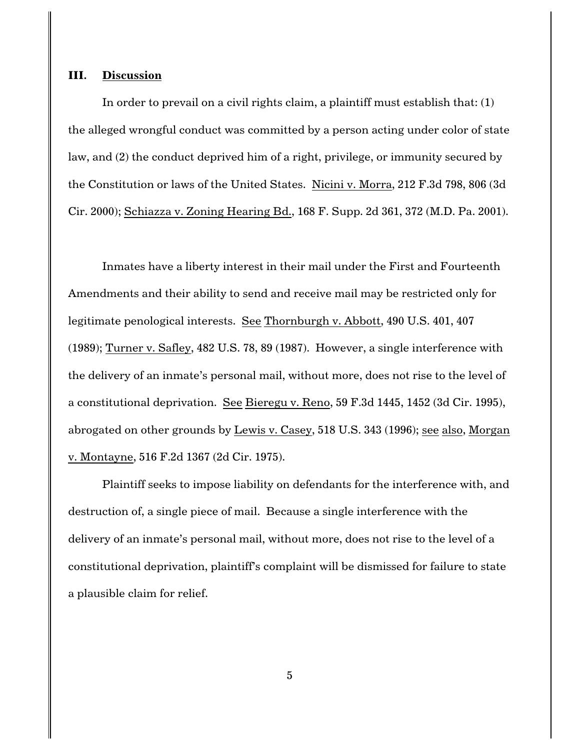### III. Discussion

In order to prevail on a civil rights claim, a plaintiff must establish that: (1) the alleged wrongful conduct was committed by a person acting under color of state law, and (2) the conduct deprived him of a right, privilege, or immunity secured by the Constitution or laws of the United States. Nicini v. Morra, 212 F.3d 798, 806 (3d Cir. 2000); Schiazza v. Zoning Hearing Bd., 168 F. Supp. 2d 361, 372 (M.D. Pa. 2001).

Inmates have a liberty interest in their mail under the First and Fourteenth Amendments and their ability to send and receive mail may be restricted only for legitimate penological interests. See Thornburgh v. Abbott, 490 U.S. 401, 407 (1989); Turner v. Safley, 482 U.S. 78, 89 (1987). However, a single interference with the delivery of an inmate's personal mail, without more, does not rise to the level of a constitutional deprivation. See Bieregu v. Reno, 59 F.3d 1445, 1452 (3d Cir. 1995), abrogated on other grounds by Lewis v. Casey, 518 U.S. 343 (1996); see also, Morgan v. Montayne, 516 F.2d 1367 (2d Cir. 1975).

Plaintiff seeks to impose liability on defendants for the interference with, and destruction of, a single piece of mail. Because a single interference with the delivery of an inmate's personal mail, without more, does not rise to the level of a constitutional deprivation, plaintiff's complaint will be dismissed for failure to state a plausible claim for relief.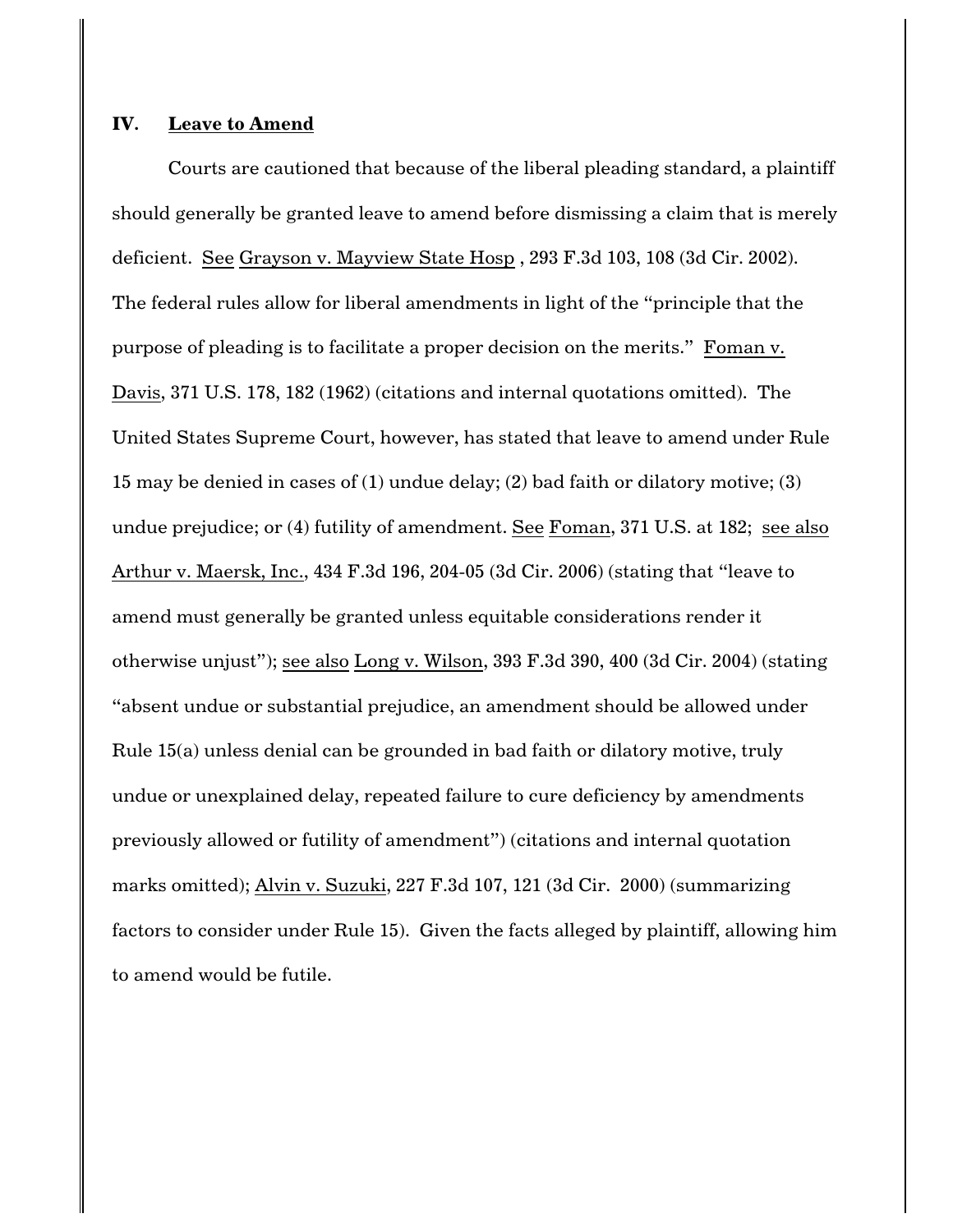## IV. Leave to Amend

Courts are cautioned that because of the liberal pleading standard, a plaintiff should generally be granted leave to amend before dismissing a claim that is merely deficient. See Grayson v. Mayview State Hosp , 293 F.3d 103, 108 (3d Cir. 2002). The federal rules allow for liberal amendments in light of the "principle that the purpose of pleading is to facilitate a proper decision on the merits." Foman v. Davis, 371 U.S. 178, 182 (1962) (citations and internal quotations omitted). The United States Supreme Court, however, has stated that leave to amend under Rule 15 may be denied in cases of (1) undue delay; (2) bad faith or dilatory motive; (3) undue prejudice; or (4) futility of amendment. See Foman, 371 U.S. at 182; see also Arthur v. Maersk, Inc., 434 F.3d 196, 204-05 (3d Cir. 2006) (stating that "leave to amend must generally be granted unless equitable considerations render it otherwise unjust"); see also Long v. Wilson, 393 F.3d 390, 400 (3d Cir. 2004) (stating "absent undue or substantial prejudice, an amendment should be allowed under Rule 15(a) unless denial can be grounded in bad faith or dilatory motive, truly undue or unexplained delay, repeated failure to cure deficiency by amendments previously allowed or futility of amendment") (citations and internal quotation marks omitted); Alvin v. Suzuki, 227 F.3d 107, 121 (3d Cir. 2000) (summarizing factors to consider under Rule 15). Given the facts alleged by plaintiff, allowing him to amend would be futile.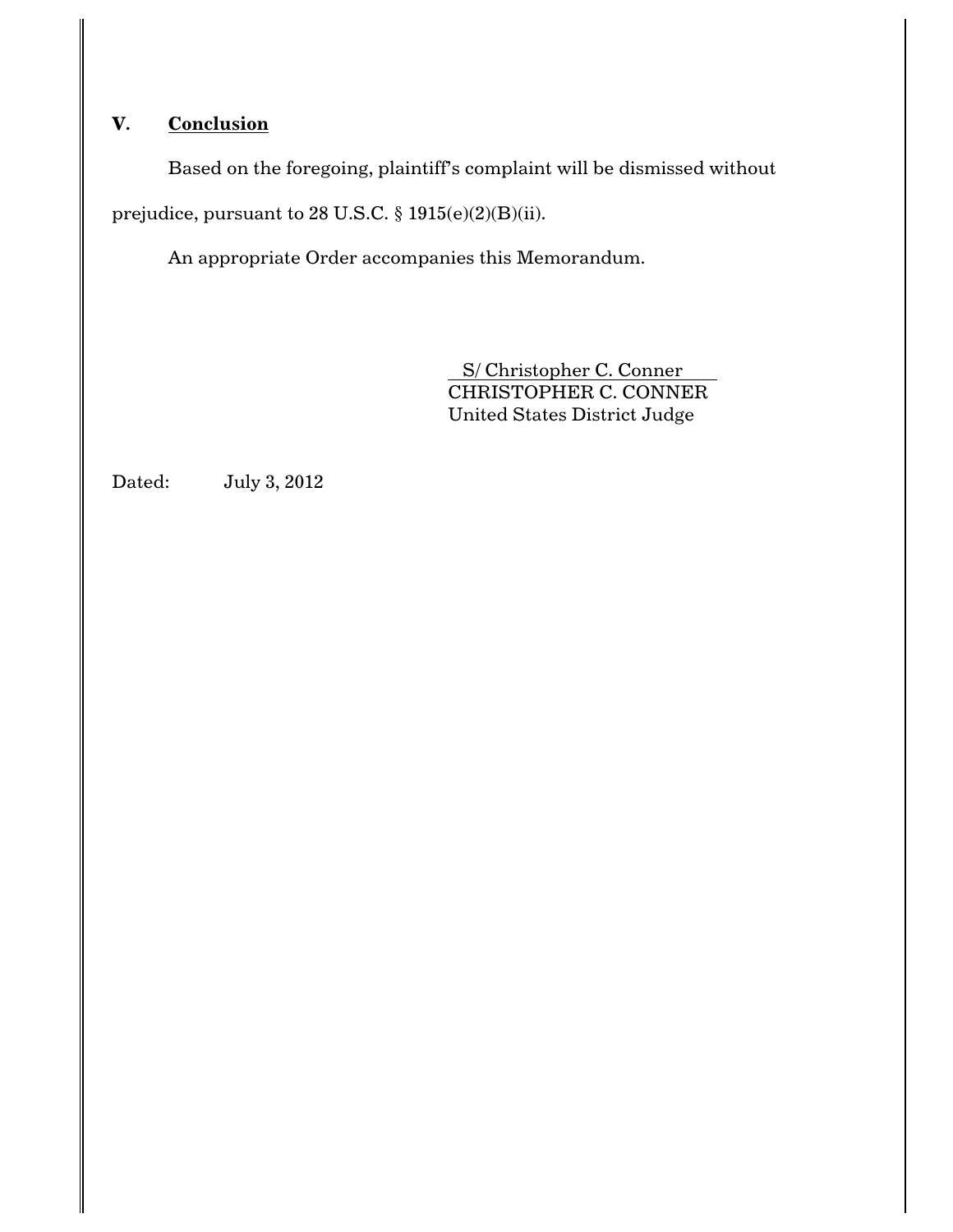## V. Conclusion

Based on the foregoing, plaintiff's complaint will be dismissed without prejudice, pursuant to 28 U.S.C. § 1915(e)(2)(B)(ii).

An appropriate Order accompanies this Memorandum.

S/ Christopher C. Conner
CHRISTOPHER C. CONNER
United States District Judge

Dated: July 3, 2012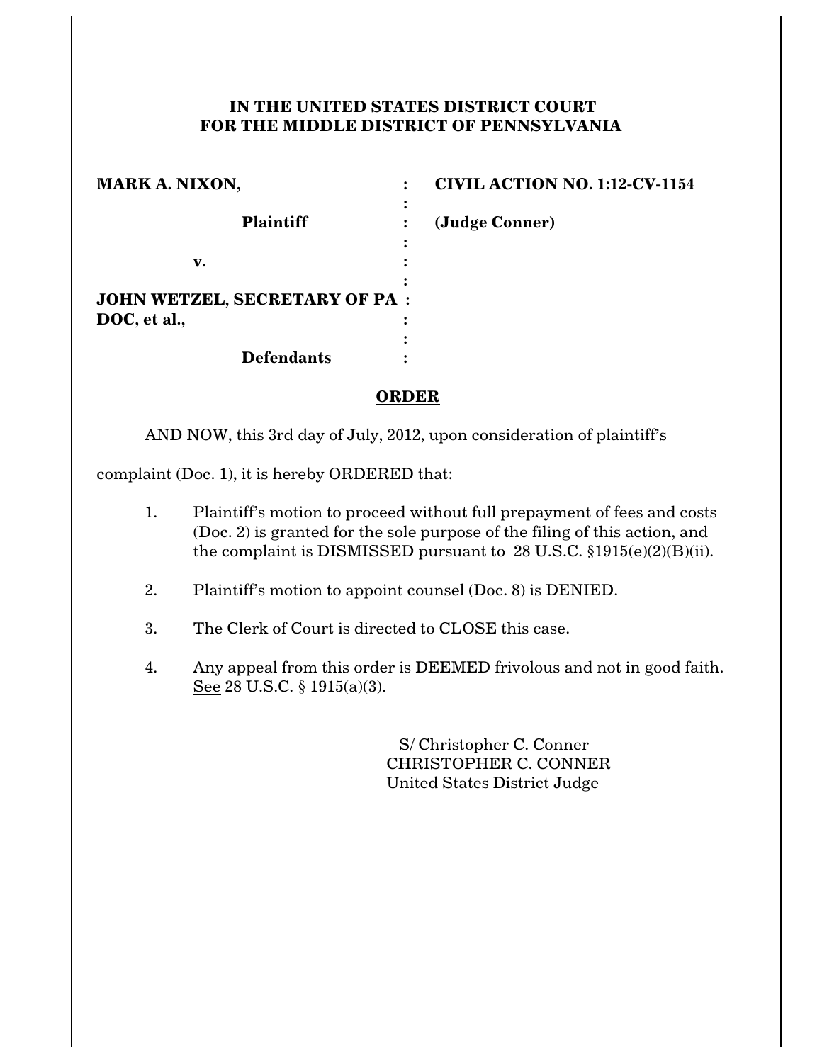**IN THE UNITED STATES DISTRICT COURT**
**FOR THE MIDDLE DISTRICT OF PENNSYLVANIA**

| | | |
|---|---|---|
| **MARK A. NIXON,** | : | **CIVIL ACTION NO. 1:12-CV-1154** |
| | : | |
| **Plaintiff** | : | **(Judge Conner)** |
| | : | |
| **v.** | : | |
| | : | |
| **JOHN WETZEL, SECRETARY OF PA DOC, et al.,** | : | |
| | : | |
| **Defendants** | : | |

**ORDER**

AND NOW, this 3rd day of July, 2012, upon consideration of plaintiff's complaint (Doc. 1), it is hereby ORDERED that:

1. Plaintiff's motion to proceed without full prepayment of fees and costs (Doc. 2) is granted for the sole purpose of the filing of this action, and the complaint is DISMISSED pursuant to 28 U.S.C. §1915(e)(2)(B)(ii).

2. Plaintiff's motion to appoint counsel (Doc. 8) is DENIED.

3. The Clerk of Court is directed to CLOSE this case.

4. Any appeal from this order is DEEMED frivolous and not in good faith. See 28 U.S.C. § 1915(a)(3).

S/ Christopher C. Conner
CHRISTOPHER C. CONNER
United States District Judge